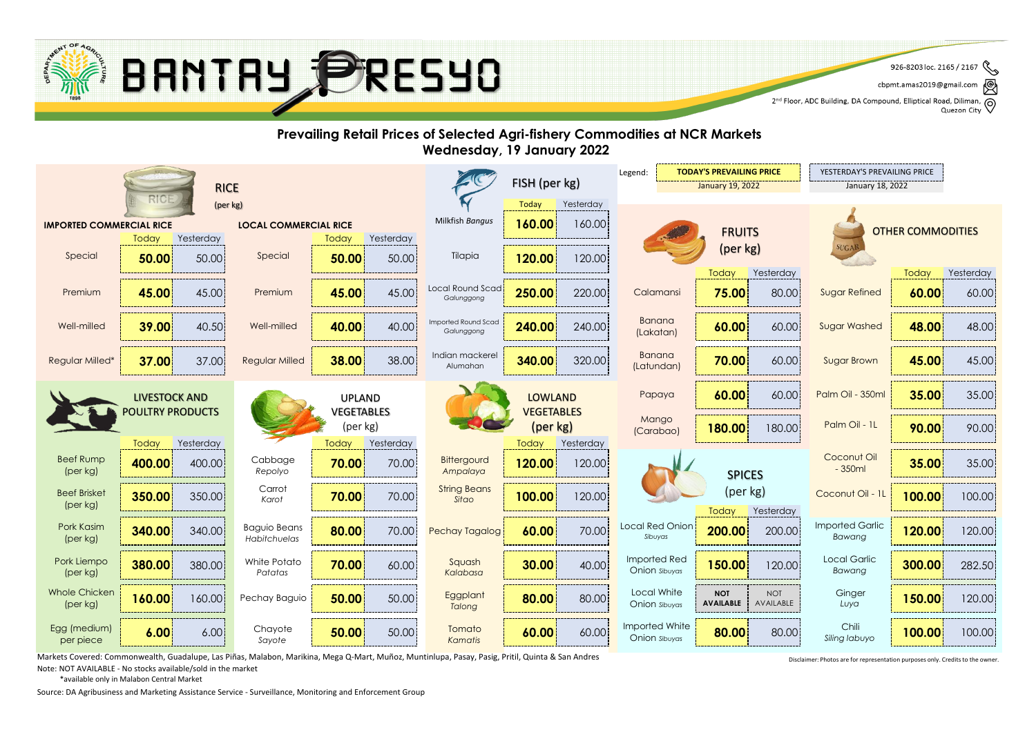# BANTAY PRESYO

926-8203 loc. 2165 / 2167
cbpmt.amas2019@gmail.com
2nd Floor, ADC Building, DA Compound, Elliptical Road, Diliman, Quezon City

## Prevailing Retail Prices of Selected Agri-fishery Commodities at NCR Markets
## Wednesday, 19 January 2022

Legend: TODAY'S PREVAILING PRICE — January 19, 2022; YESTERDAY'S PREVAILING PRICE — January 18, 2022

### RICE (per kg)

| IMPORTED COMMERCIAL RICE | Today | Yesterday | LOCAL COMMERCIAL RICE | Today | Yesterday |
|---|---|---|---|---|---|
| Special | 50.00 | 50.00 | Special | 50.00 | 50.00 |
| Premium | 45.00 | 45.00 | Premium | 45.00 | 45.00 |
| Well-milled | 39.00 | 40.50 | Well-milled | 40.00 | 40.00 |
| Regular Milled* | 37.00 | 37.00 | Regular Milled | 38.00 | 38.00 |

### FISH (per kg)

| | Today | Yesterday |
|---|---|---|
| Milkfish *Bangus* | 160.00 | 160.00 |
| Tilapia | 120.00 | 120.00 |
| Local Round Scad *Galunggong* | 250.00 | 220.00 |
| Imported Round Scad *Galunggong* | 240.00 | 240.00 |
| Indian mackerel *Alumahan* | 340.00 | 320.00 |

### FRUITS (per kg)

| | Today | Yesterday |
|---|---|---|
| Calamansi | 75.00 | 80.00 |
| Banana (Lakatan) | 60.00 | 60.00 |
| Banana (Latundan) | 70.00 | 60.00 |
| Papaya | 60.00 | 60.00 |
| Mango (Carabao) | 180.00 | 180.00 |

### OTHER COMMODITIES

| | Today | Yesterday |
|---|---|---|
| Sugar Refined | 60.00 | 60.00 |
| Sugar Washed | 48.00 | 48.00 |
| Sugar Brown | 45.00 | 45.00 |
| Palm Oil - 350ml | 35.00 | 35.00 |
| Palm Oil - 1L | 90.00 | 90.00 |
| Coconut Oil - 350ml | 35.00 | 35.00 |
| Coconut Oil - 1L | 100.00 | 100.00 |
| Imported Garlic *Bawang* | 120.00 | 120.00 |
| Local Garlic *Bawang* | 300.00 | 282.50 |
| Ginger *Luya* | 150.00 | 120.00 |
| Chili *Siling labuyo* | 100.00 | 100.00 |

### LIVESTOCK AND POULTRY PRODUCTS

| | Today | Yesterday |
|---|---|---|
| Beef Rump (per kg) | 400.00 | 400.00 |
| Beef Brisket (per kg) | 350.00 | 350.00 |
| Pork Kasim (per kg) | 340.00 | 340.00 |
| Pork Liempo (per kg) | 380.00 | 380.00 |
| Whole Chicken (per kg) | 160.00 | 160.00 |
| Egg (medium) per piece | 6.00 | 6.00 |

### UPLAND VEGETABLES (per kg)

| | Today | Yesterday |
|---|---|---|
| Cabbage *Repolyo* | 70.00 | 70.00 |
| Carrot *Karot* | 70.00 | 70.00 |
| Baguio Beans *Habitchuelas* | 80.00 | 70.00 |
| White Potato *Patatas* | 70.00 | 60.00 |
| Pechay Baguio | 50.00 | 50.00 |
| Chayote *Sayote* | 50.00 | 50.00 |

### LOWLAND VEGETABLES (per kg)

| | Today | Yesterday |
|---|---|---|
| Bittergourd *Ampalaya* | 120.00 | 120.00 |
| String Beans *Sitao* | 100.00 | 120.00 |
| Pechay Tagalog | 60.00 | 70.00 |
| Squash *Kalabasa* | 30.00 | 40.00 |
| Eggplant *Talong* | 80.00 | 80.00 |
| Tomato *Kamatis* | 60.00 | 60.00 |

### SPICES (per kg)

| | Today | Yesterday |
|---|---|---|
| Local Red Onion *Sibuyas* | 200.00 | 200.00 |
| Imported Red Onion *Sibuyas* | 150.00 | 120.00 |
| Local White Onion *Sibuyas* | NOT AVAILABLE | NOT AVAILABLE |
| Imported White Onion *Sibuyas* | 80.00 | 80.00 |

Markets Covered: Commonwealth, Guadalupe, Las Piñas, Malabon, Marikina, Mega Q-Mart, Muñoz, Muntinlupa, Pasay, Pasig, Pritil, Quinta & San Andres

Note: NOT AVAILABLE - No stocks available/sold in the market

*available only in Malabon Central Market

Source: DA Agribusiness and Marketing Assistance Service - Surveillance, Monitoring and Enforcement Group

Disclaimer: Photos are for representation purposes only. Credits to the owner.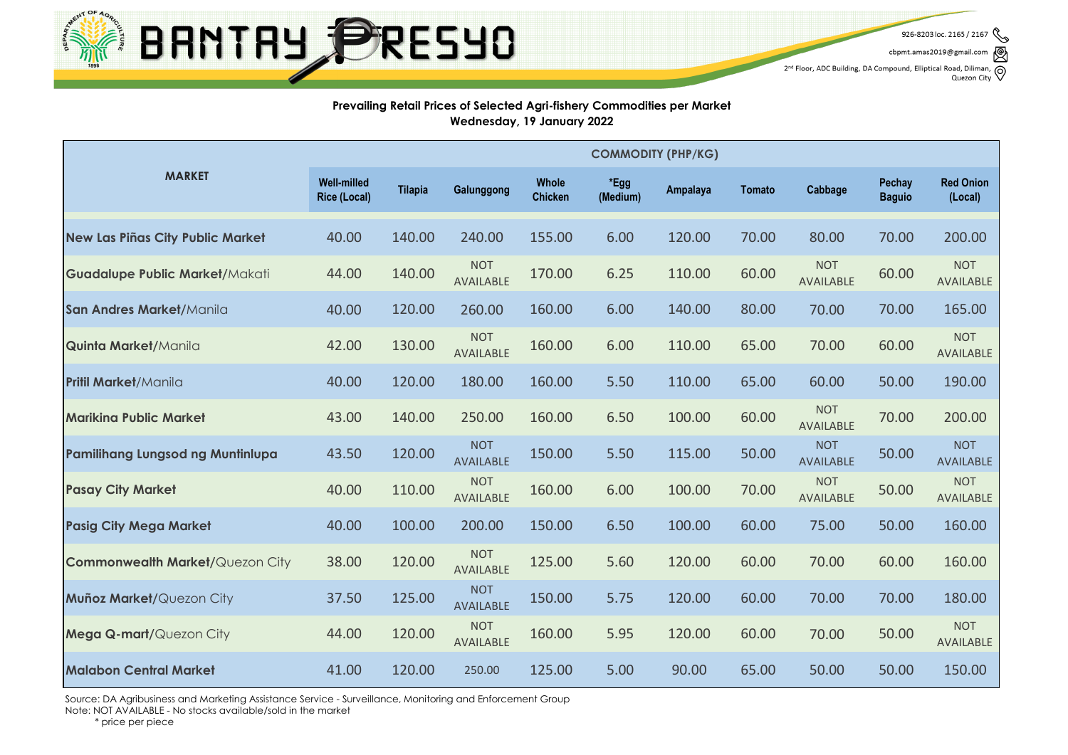# BANTAY PRESYO

926-8203 loc. 2165 / 2167
cbpmt.amas2019@gmail.com
2nd Floor, ADC Building, DA Compound, Elliptical Road, Diliman, Quezon City

**Prevailing Retail Prices of Selected Agri-fishery Commodities per Market**
**Wednesday, 19 January 2022**

| MARKET | COMMODITY (PHP/KG) | | | | | | | | | |
|---|---|---|---|---|---|---|---|---|---|---|
| | Well-milled Rice (Local) | Tilapia | Galunggong | Whole Chicken | *Egg (Medium) | Ampalaya | Tomato | Cabbage | Pechay Baguio | Red Onion (Local) |
| **New Las Piñas City Public Market** | 40.00 | 140.00 | 240.00 | 155.00 | 6.00 | 120.00 | 70.00 | 80.00 | 70.00 | 200.00 |
| **Guadalupe Public Market**/Makati | 44.00 | 140.00 | NOT AVAILABLE | 170.00 | 6.25 | 110.00 | 60.00 | NOT AVAILABLE | 60.00 | NOT AVAILABLE |
| **San Andres Market**/Manila | 40.00 | 120.00 | 260.00 | 160.00 | 6.00 | 140.00 | 80.00 | 70.00 | 70.00 | 165.00 |
| **Quinta Market**/Manila | 42.00 | 130.00 | NOT AVAILABLE | 160.00 | 6.00 | 110.00 | 65.00 | 70.00 | 60.00 | NOT AVAILABLE |
| **Pritil Market**/Manila | 40.00 | 120.00 | 180.00 | 160.00 | 5.50 | 110.00 | 65.00 | 60.00 | 50.00 | 190.00 |
| **Marikina Public Market** | 43.00 | 140.00 | 250.00 | 160.00 | 6.50 | 100.00 | 60.00 | NOT AVAILABLE | 70.00 | 200.00 |
| **Pamilihang Lungsod ng Muntinlupa** | 43.50 | 120.00 | NOT AVAILABLE | 150.00 | 5.50 | 115.00 | 50.00 | NOT AVAILABLE | 50.00 | NOT AVAILABLE |
| **Pasay City Market** | 40.00 | 110.00 | NOT AVAILABLE | 160.00 | 6.00 | 100.00 | 70.00 | NOT AVAILABLE | 50.00 | NOT AVAILABLE |
| **Pasig City Mega Market** | 40.00 | 100.00 | 200.00 | 150.00 | 6.50 | 100.00 | 60.00 | 75.00 | 50.00 | 160.00 |
| **Commonwealth Market**/Quezon City | 38.00 | 120.00 | NOT AVAILABLE | 125.00 | 5.60 | 120.00 | 60.00 | 70.00 | 60.00 | 160.00 |
| **Muñoz Market**/Quezon City | 37.50 | 125.00 | NOT AVAILABLE | 150.00 | 5.75 | 120.00 | 60.00 | 70.00 | 70.00 | 180.00 |
| **Mega Q-mart**/Quezon City | 44.00 | 120.00 | NOT AVAILABLE | 160.00 | 5.95 | 120.00 | 60.00 | 70.00 | 50.00 | NOT AVAILABLE |
| **Malabon Central Market** | 41.00 | 120.00 | 250.00 | 125.00 | 5.00 | 90.00 | 65.00 | 50.00 | 50.00 | 150.00 |

Source: DA Agribusiness and Marketing Assistance Service - Surveillance, Monitoring and Enforcement Group
Note: NOT AVAILABLE - No stocks available/sold in the market
\* price per piece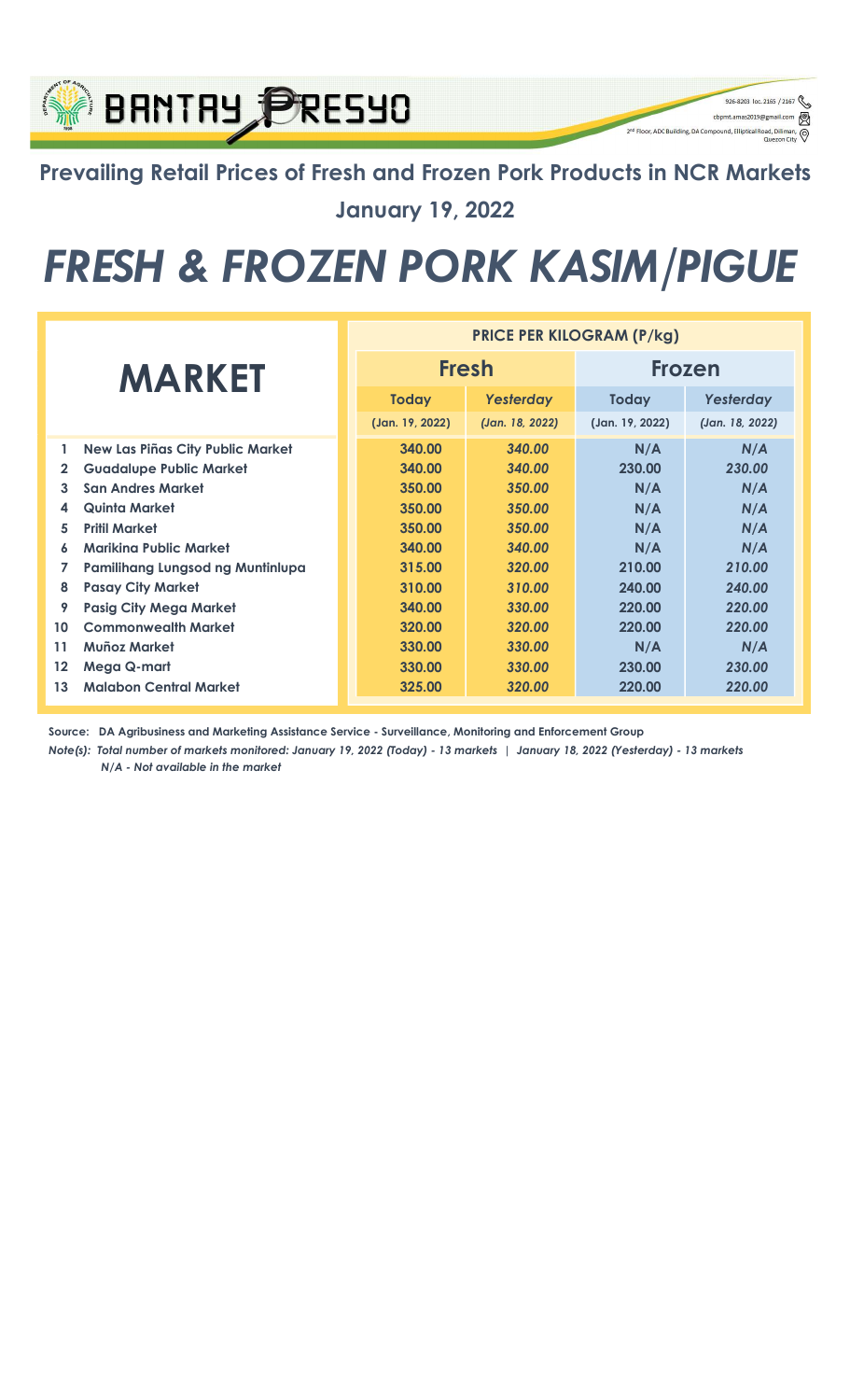BANTAY PRESYO

926-8203 loc. 2165 / 2167
cbpmt.amas2019@gmail.com
2nd Floor, ADC Building, DA Compound, Elliptical Road, Diliman, Quezon City

## Prevailing Retail Prices of Fresh and Frozen Pork Products in NCR Markets

## January 19, 2022

# *FRESH & FROZEN PORK KASIM/PIGUE*

| | MARKET | PRICE PER KILOGRAM (P/kg) | | | |
|---|---|---|---|---|---|
| | | **Fresh** | | **Frozen** | |
| | | **Today** | ***Yesterday*** | **Today** | ***Yesterday*** |
| | | (Jan. 19, 2022) | *(Jan. 18, 2022)* | (Jan. 19, 2022) | *(Jan. 18, 2022)* |
| 1 | New Las Piñas City Public Market | 340.00 | *340.00* | N/A | *N/A* |
| 2 | Guadalupe Public Market | 340.00 | *340.00* | 230.00 | *230.00* |
| 3 | San Andres Market | 350.00 | *350.00* | N/A | *N/A* |
| 4 | Quinta Market | 350.00 | *350.00* | N/A | *N/A* |
| 5 | Pritil Market | 350.00 | *350.00* | N/A | *N/A* |
| 6 | Marikina Public Market | 340.00 | *340.00* | N/A | *N/A* |
| 7 | Pamilihang Lungsod ng Muntinlupa | 315.00 | *320.00* | 210.00 | *210.00* |
| 8 | Pasay City Market | 310.00 | *310.00* | 240.00 | *240.00* |
| 9 | Pasig City Mega Market | 340.00 | *330.00* | 220.00 | *220.00* |
| 10 | Commonwealth Market | 320.00 | *320.00* | 220.00 | *220.00* |
| 11 | Muñoz Market | 330.00 | *330.00* | N/A | *N/A* |
| 12 | Mega Q-mart | 330.00 | *330.00* | 230.00 | *230.00* |
| 13 | Malabon Central Market | 325.00 | *320.00* | 220.00 | *220.00* |

**Source: DA Agribusiness and Marketing Assistance Service - Surveillance, Monitoring and Enforcement Group**

***Note(s): Total number of markets monitored: January 19, 2022 (Today) - 13 markets | January 18, 2022 (Yesterday) - 13 markets***
***N/A - Not available in the market***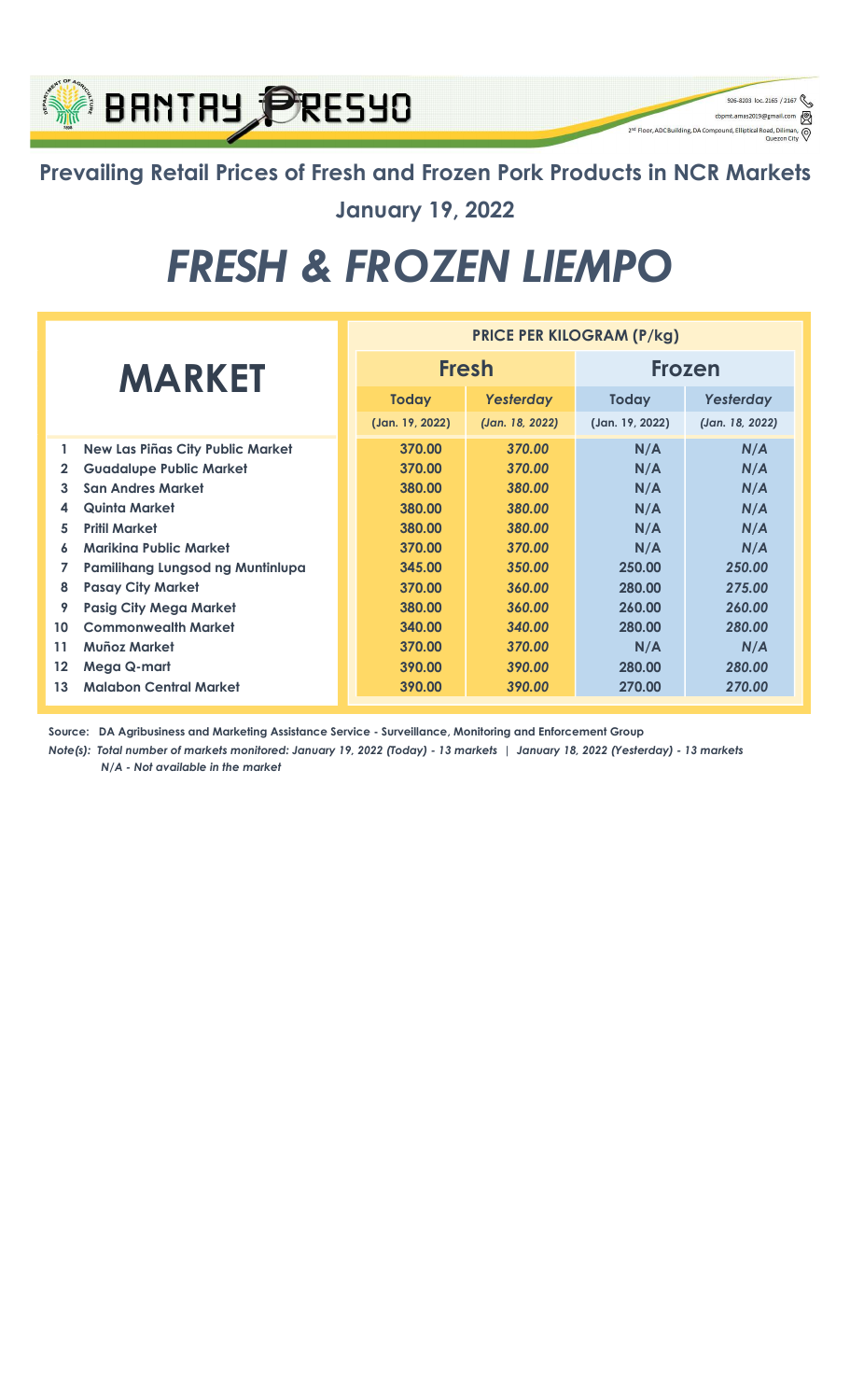## Prevailing Retail Prices of Fresh and Frozen Pork Products in NCR Markets

### January 19, 2022

# *FRESH & FROZEN LIEMPO*

| | MARKET | PRICE PER KILOGRAM (P/kg) | | | |
|---|---|---|---|---|---|
| | | **Fresh** | | **Frozen** | |
| | | **Today** | ***Yesterday*** | **Today** | ***Yesterday*** |
| | | (Jan. 19, 2022) | *(Jan. 18, 2022)* | (Jan. 19, 2022) | *(Jan. 18, 2022)* |
| 1 | New Las Piñas City Public Market | 370.00 | *370.00* | N/A | *N/A* |
| 2 | Guadalupe Public Market | 370.00 | *370.00* | N/A | *N/A* |
| 3 | San Andres Market | 380.00 | *380.00* | N/A | *N/A* |
| 4 | Quinta Market | 380.00 | *380.00* | N/A | *N/A* |
| 5 | Pritil Market | 380.00 | *380.00* | N/A | *N/A* |
| 6 | Marikina Public Market | 370.00 | *370.00* | N/A | *N/A* |
| 7 | Pamilihang Lungsod ng Muntinlupa | 345.00 | *350.00* | 250.00 | *250.00* |
| 8 | Pasay City Market | 370.00 | *360.00* | 280.00 | *275.00* |
| 9 | Pasig City Mega Market | 380.00 | *360.00* | 260.00 | *260.00* |
| 10 | Commonwealth Market | 340.00 | *340.00* | 280.00 | *280.00* |
| 11 | Muñoz Market | 370.00 | *370.00* | N/A | *N/A* |
| 12 | Mega Q-mart | 390.00 | *390.00* | 280.00 | *280.00* |
| 13 | Malabon Central Market | 390.00 | *390.00* | 270.00 | *270.00* |

**Source: DA Agribusiness and Marketing Assistance Service - Surveillance, Monitoring and Enforcement Group**

***Note(s): Total number of markets monitored: January 19, 2022 (Today) - 13 markets | January 18, 2022 (Yesterday) - 13 markets***
***N/A - Not available in the market***